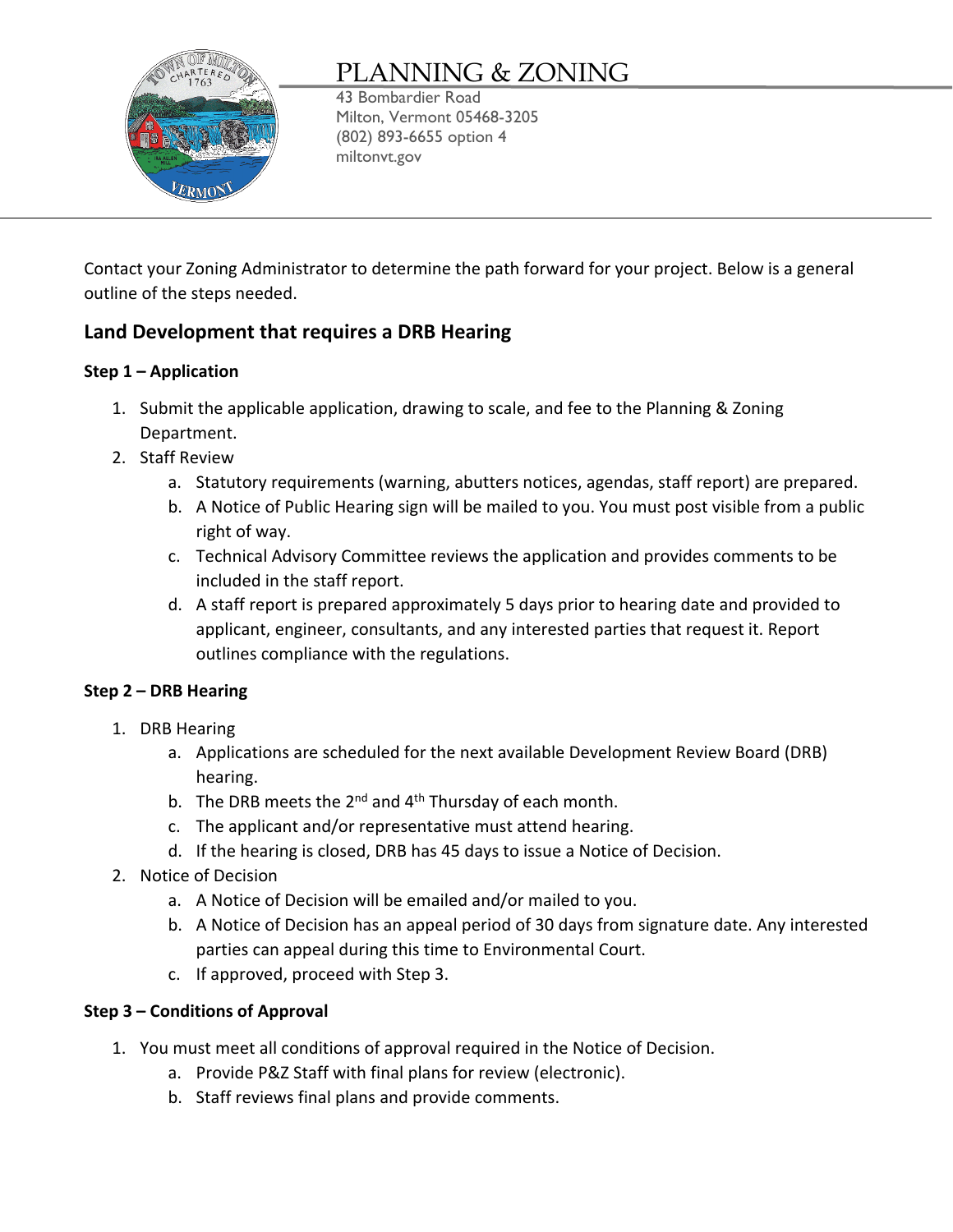# PLANNING & ZONING

43 Bombardier Road
Milton, Vermont 05468-3205
(802) 893-6655 option 4
miltonvt.gov

Contact your Zoning Administrator to determine the path forward for your project. Below is a general outline of the steps needed.

## Land Development that requires a DRB Hearing

**Step 1 – Application**

1. Submit the applicable application, drawing to scale, and fee to the Planning & Zoning Department.
2. Staff Review
    a. Statutory requirements (warning, abutters notices, agendas, staff report) are prepared.
    b. A Notice of Public Hearing sign will be mailed to you. You must post visible from a public right of way.
    c. Technical Advisory Committee reviews the application and provides comments to be included in the staff report.
    d. A staff report is prepared approximately 5 days prior to hearing date and provided to applicant, engineer, consultants, and any interested parties that request it. Report outlines compliance with the regulations.

**Step 2 – DRB Hearing**

1. DRB Hearing
    a. Applications are scheduled for the next available Development Review Board (DRB) hearing.
    b. The DRB meets the 2nd and 4th Thursday of each month.
    c. The applicant and/or representative must attend hearing.
    d. If the hearing is closed, DRB has 45 days to issue a Notice of Decision.
2. Notice of Decision
    a. A Notice of Decision will be emailed and/or mailed to you.
    b. A Notice of Decision has an appeal period of 30 days from signature date. Any interested parties can appeal during this time to Environmental Court.
    c. If approved, proceed with Step 3.

**Step 3 – Conditions of Approval**

1. You must meet all conditions of approval required in the Notice of Decision.
    a. Provide P&Z Staff with final plans for review (electronic).
    b. Staff reviews final plans and provide comments.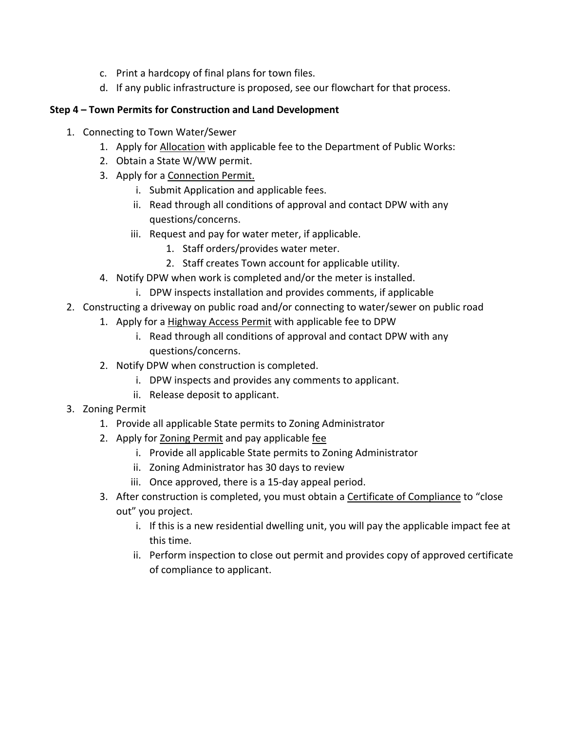c. Print a hardcopy of final plans for town files.
d. If any public infrastructure is proposed, see our flowchart for that process.

**Step 4 – Town Permits for Construction and Land Development**

1. Connecting to Town Water/Sewer
    1. Apply for Allocation with applicable fee to the Department of Public Works:
    2. Obtain a State W/WW permit.
    3. Apply for a Connection Permit.
        - i. Submit Application and applicable fees.
        - ii. Read through all conditions of approval and contact DPW with any questions/concerns.
        - iii. Request and pay for water meter, if applicable.
            1. Staff orders/provides water meter.
            2. Staff creates Town account for applicable utility.
    4. Notify DPW when work is completed and/or the meter is installed.
        - i. DPW inspects installation and provides comments, if applicable
2. Constructing a driveway on public road and/or connecting to water/sewer on public road
    1. Apply for a Highway Access Permit with applicable fee to DPW
        - i. Read through all conditions of approval and contact DPW with any questions/concerns.
    2. Notify DPW when construction is completed.
        - i. DPW inspects and provides any comments to applicant.
        - ii. Release deposit to applicant.
3. Zoning Permit
    1. Provide all applicable State permits to Zoning Administrator
    2. Apply for Zoning Permit and pay applicable fee
        - i. Provide all applicable State permits to Zoning Administrator
        - ii. Zoning Administrator has 30 days to review
        - iii. Once approved, there is a 15-day appeal period.
    3. After construction is completed, you must obtain a Certificate of Compliance to "close out" you project.
        - i. If this is a new residential dwelling unit, you will pay the applicable impact fee at this time.
        - ii. Perform inspection to close out permit and provides copy of approved certificate of compliance to applicant.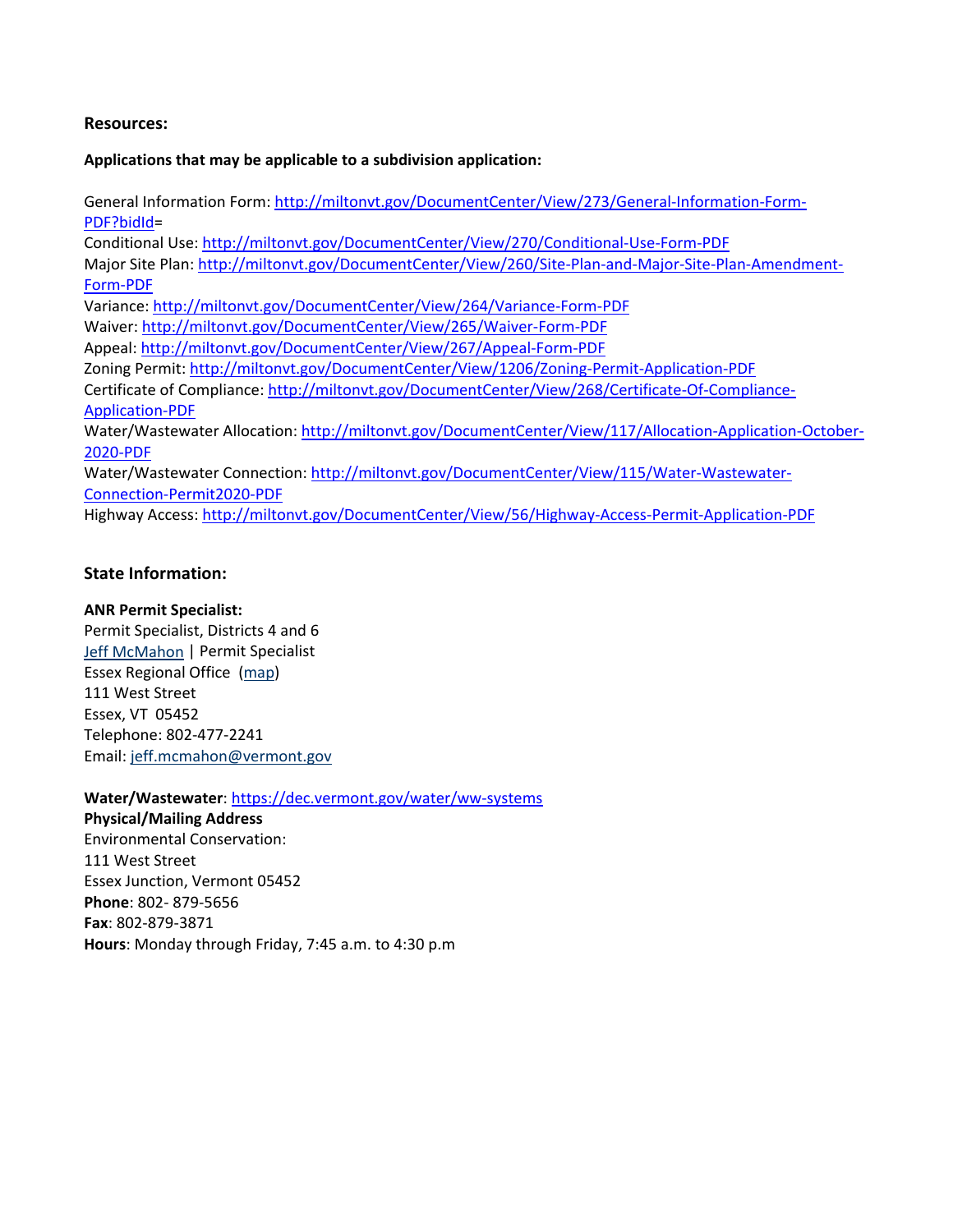### Resources:

**Applications that may be applicable to a subdivision application:**

General Information Form: http://miltonvt.gov/DocumentCenter/View/273/General-Information-Form-PDF?bidId=
Conditional Use: http://miltonvt.gov/DocumentCenter/View/270/Conditional-Use-Form-PDF
Major Site Plan: http://miltonvt.gov/DocumentCenter/View/260/Site-Plan-and-Major-Site-Plan-Amendment-Form-PDF
Variance: http://miltonvt.gov/DocumentCenter/View/264/Variance-Form-PDF
Waiver: http://miltonvt.gov/DocumentCenter/View/265/Waiver-Form-PDF
Appeal: http://miltonvt.gov/DocumentCenter/View/267/Appeal-Form-PDF
Zoning Permit: http://miltonvt.gov/DocumentCenter/View/1206/Zoning-Permit-Application-PDF
Certificate of Compliance: http://miltonvt.gov/DocumentCenter/View/268/Certificate-Of-Compliance-Application-PDF
Water/Wastewater Allocation: http://miltonvt.gov/DocumentCenter/View/117/Allocation-Application-October-2020-PDF
Water/Wastewater Connection: http://miltonvt.gov/DocumentCenter/View/115/Water-Wastewater-Connection-Permit2020-PDF
Highway Access: http://miltonvt.gov/DocumentCenter/View/56/Highway-Access-Permit-Application-PDF

### State Information:

**ANR Permit Specialist:**
Permit Specialist, Districts 4 and 6
Jeff McMahon | Permit Specialist
Essex Regional Office (map)
111 West Street
Essex, VT 05452
Telephone: 802-477-2241
Email: jeff.mcmahon@vermont.gov

**Water/Wastewater**: https://dec.vermont.gov/water/ww-systems
**Physical/Mailing Address**
Environmental Conservation:
111 West Street
Essex Junction, Vermont 05452
**Phone**: 802- 879-5656
**Fax**: 802-879-3871
**Hours**: Monday through Friday, 7:45 a.m. to 4:30 p.m